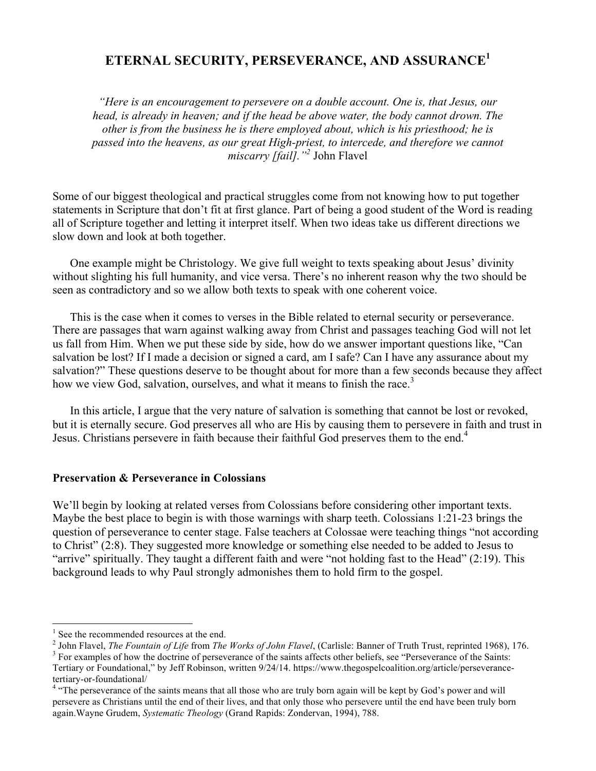# ETERNAL SECURITY, PERSEVERANCE, AND ASSURANCE[1]

*"Here is an encouragement to persevere on a double account. One is, that Jesus, our head, is already in heaven; and if the head be above water, the body cannot drown. The other is from the business he is there employed about, which is his priesthood; he is passed into the heavens, as our great High-priest, to intercede, and therefore we cannot miscarry [fail]."*[2] John Flavel

Some of our biggest theological and practical struggles come from not knowing how to put together statements in Scripture that don't fit at first glance. Part of being a good student of the Word is reading all of Scripture together and letting it interpret itself. When two ideas take us different directions we slow down and look at both together.

One example might be Christology. We give full weight to texts speaking about Jesus' divinity without slighting his full humanity, and vice versa. There's no inherent reason why the two should be seen as contradictory and so we allow both texts to speak with one coherent voice.

This is the case when it comes to verses in the Bible related to eternal security or perseverance. There are passages that warn against walking away from Christ and passages teaching God will not let us fall from Him. When we put these side by side, how do we answer important questions like, "Can salvation be lost? If I made a decision or signed a card, am I safe? Can I have any assurance about my salvation?" These questions deserve to be thought about for more than a few seconds because they affect how we view God, salvation, ourselves, and what it means to finish the race.[3]

In this article, I argue that the very nature of salvation is something that cannot be lost or revoked, but it is eternally secure. God preserves all who are His by causing them to persevere in faith and trust in Jesus. Christians persevere in faith because their faithful God preserves them to the end.[4]

### Preservation & Perseverance in Colossians

We'll begin by looking at related verses from Colossians before considering other important texts. Maybe the best place to begin is with those warnings with sharp teeth. Colossians 1:21-23 brings the question of perseverance to center stage. False teachers at Colossae were teaching things "not according to Christ" (2:8). They suggested more knowledge or something else needed to be added to Jesus to "arrive" spiritually. They taught a different faith and were "not holding fast to the Head" (2:19). This background leads to why Paul strongly admonishes them to hold firm to the gospel.

---

[1] See the recommended resources at the end.

[2] John Flavel, *The Fountain of Life* from *The Works of John Flavel*, (Carlisle: Banner of Truth Trust, reprinted 1968), 176.

[3] For examples of how the doctrine of perseverance of the saints affects other beliefs, see "Perseverance of the Saints: Tertiary or Foundational," by Jeff Robinson, written 9/24/14. https://www.thegospelcoalition.org/article/perseverance-tertiary-or-foundational/

[4] "The perseverance of the saints means that all those who are truly born again will be kept by God's power and will persevere as Christians until the end of their lives, and that only those who persevere until the end have been truly born again.Wayne Grudem, *Systematic Theology* (Grand Rapids: Zondervan, 1994), 788.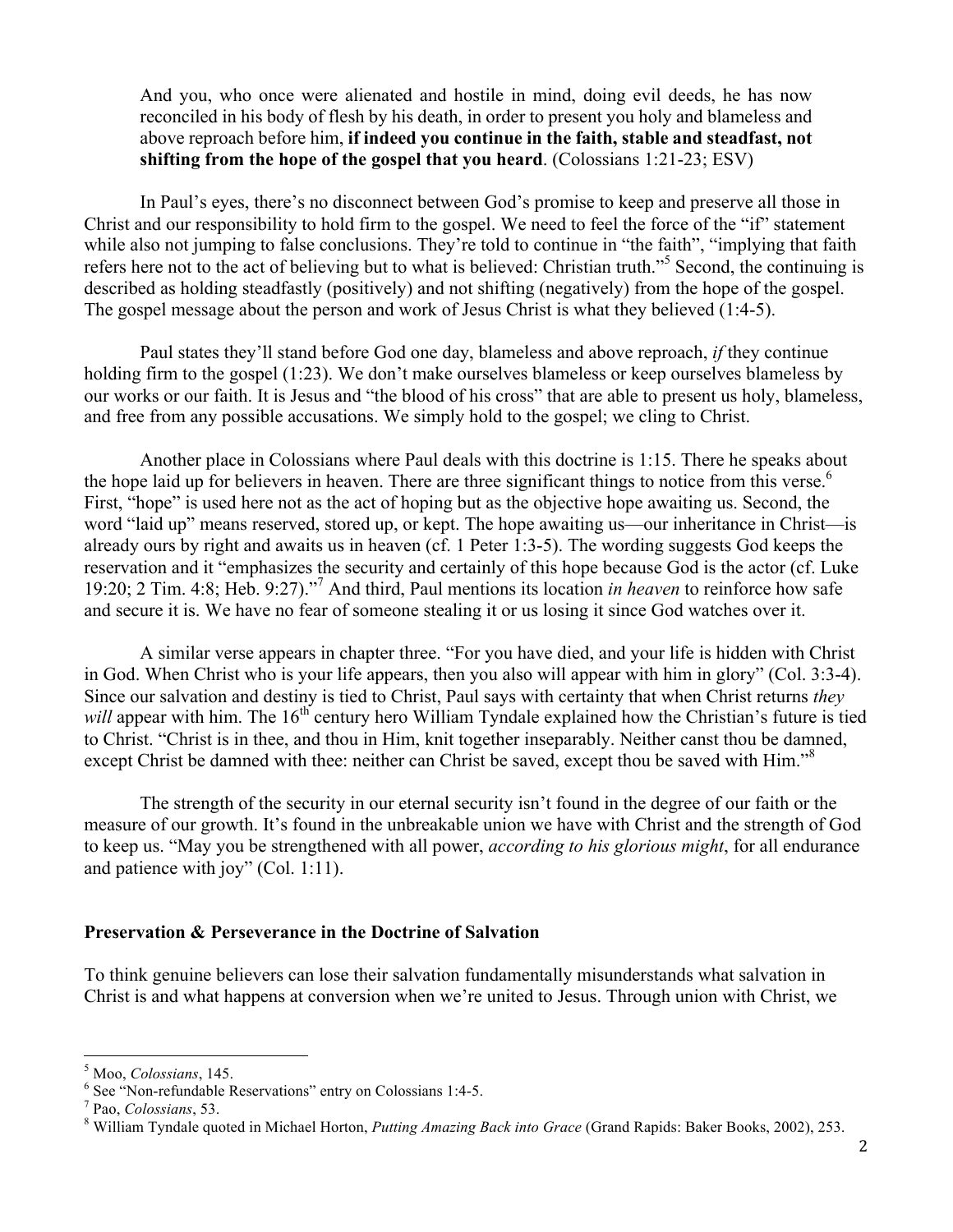> And you, who once were alienated and hostile in mind, doing evil deeds, he has now reconciled in his body of flesh by his death, in order to present you holy and blameless and above reproach before him, **if indeed you continue in the faith, stable and steadfast, not shifting from the hope of the gospel that you heard**. (Colossians 1:21-23; ESV)

In Paul's eyes, there's no disconnect between God's promise to keep and preserve all those in Christ and our responsibility to hold firm to the gospel. We need to feel the force of the "if" statement while also not jumping to false conclusions. They're told to continue in "the faith", "implying that faith refers here not to the act of believing but to what is believed: Christian truth."[5] Second, the continuing is described as holding steadfastly (positively) and not shifting (negatively) from the hope of the gospel. The gospel message about the person and work of Jesus Christ is what they believed (1:4-5).

Paul states they'll stand before God one day, blameless and above reproach, *if* they continue holding firm to the gospel (1:23). We don't make ourselves blameless or keep ourselves blameless by our works or our faith. It is Jesus and "the blood of his cross" that are able to present us holy, blameless, and free from any possible accusations. We simply hold to the gospel; we cling to Christ.

Another place in Colossians where Paul deals with this doctrine is 1:15. There he speaks about the hope laid up for believers in heaven. There are three significant things to notice from this verse.[6] First, "hope" is used here not as the act of hoping but as the objective hope awaiting us. Second, the word "laid up" means reserved, stored up, or kept. The hope awaiting us—our inheritance in Christ—is already ours by right and awaits us in heaven (cf. 1 Peter 1:3-5). The wording suggests God keeps the reservation and it "emphasizes the security and certainly of this hope because God is the actor (cf. Luke 19:20; 2 Tim. 4:8; Heb. 9:27)."[7] And third, Paul mentions its location *in heaven* to reinforce how safe and secure it is. We have no fear of someone stealing it or us losing it since God watches over it.

A similar verse appears in chapter three. "For you have died, and your life is hidden with Christ in God. When Christ who is your life appears, then you also will appear with him in glory" (Col. 3:3-4). Since our salvation and destiny is tied to Christ, Paul says with certainty that when Christ returns *they will* appear with him. The 16th century hero William Tyndale explained how the Christian's future is tied to Christ. "Christ is in thee, and thou in Him, knit together inseparably. Neither canst thou be damned, except Christ be damned with thee: neither can Christ be saved, except thou be saved with Him."[8]

The strength of the security in our eternal security isn't found in the degree of our faith or the measure of our growth. It's found in the unbreakable union we have with Christ and the strength of God to keep us. "May you be strengthened with all power, *according to his glorious might*, for all endurance and patience with joy" (Col. 1:11).

### Preservation & Perseverance in the Doctrine of Salvation

To think genuine believers can lose their salvation fundamentally misunderstands what salvation in Christ is and what happens at conversion when we're united to Jesus. Through union with Christ, we

---

[5] Moo, *Colossians*, 145.

[6] See "Non-refundable Reservations" entry on Colossians 1:4-5.

[7] Pao, *Colossians*, 53.

[8] William Tyndale quoted in Michael Horton, *Putting Amazing Back into Grace* (Grand Rapids: Baker Books, 2002), 253.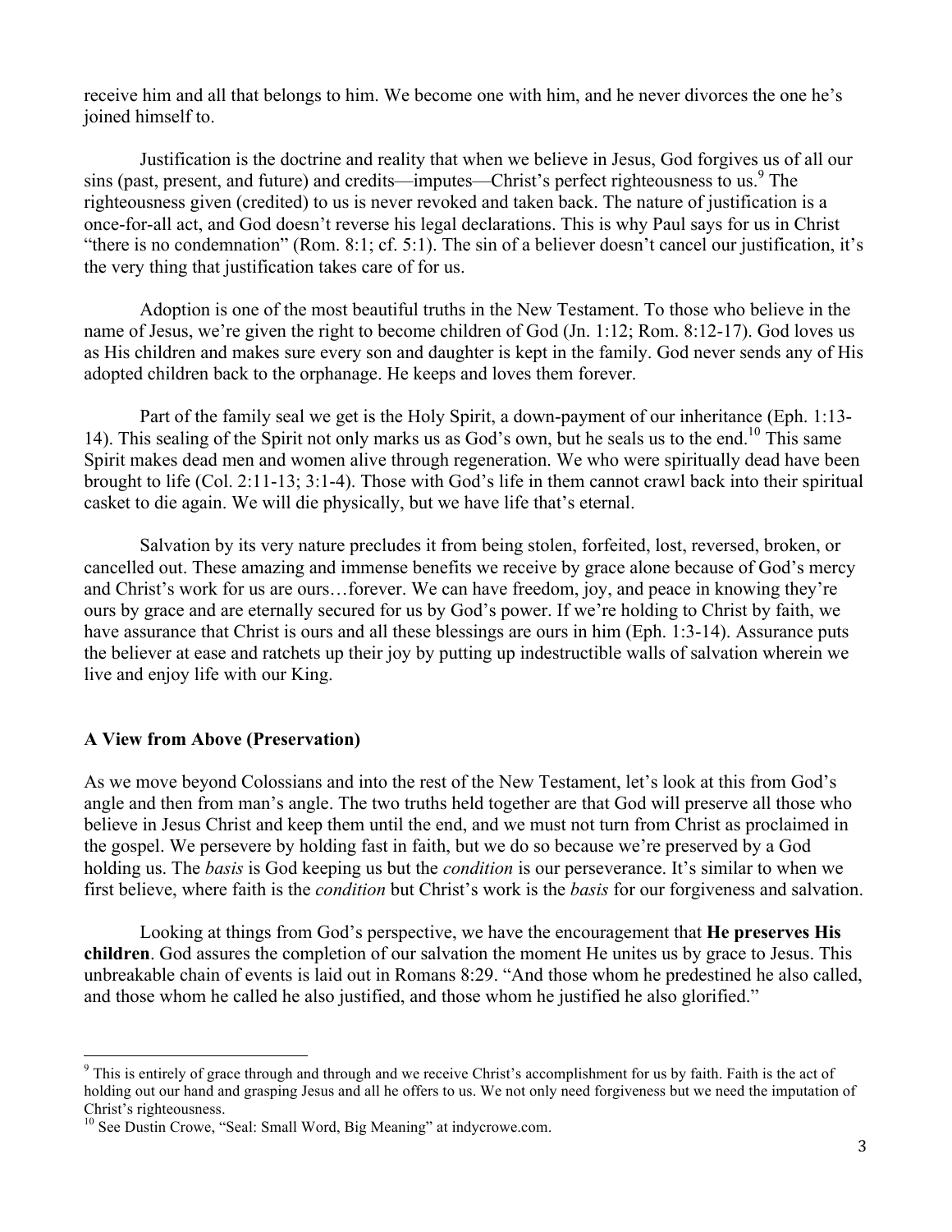receive him and all that belongs to him. We become one with him, and he never divorces the one he's joined himself to.

Justification is the doctrine and reality that when we believe in Jesus, God forgives us of all our sins (past, present, and future) and credits—imputes—Christ's perfect righteousness to us.[9] The righteousness given (credited) to us is never revoked and taken back. The nature of justification is a once-for-all act, and God doesn't reverse his legal declarations. This is why Paul says for us in Christ "there is no condemnation" (Rom. 8:1; cf. 5:1). The sin of a believer doesn't cancel our justification, it's the very thing that justification takes care of for us.

Adoption is one of the most beautiful truths in the New Testament. To those who believe in the name of Jesus, we're given the right to become children of God (Jn. 1:12; Rom. 8:12-17). God loves us as His children and makes sure every son and daughter is kept in the family. God never sends any of His adopted children back to the orphanage. He keeps and loves them forever.

Part of the family seal we get is the Holy Spirit, a down-payment of our inheritance (Eph. 1:13-14). This sealing of the Spirit not only marks us as God's own, but he seals us to the end.[10] This same Spirit makes dead men and women alive through regeneration. We who were spiritually dead have been brought to life (Col. 2:11-13; 3:1-4). Those with God's life in them cannot crawl back into their spiritual casket to die again. We will die physically, but we have life that's eternal.

Salvation by its very nature precludes it from being stolen, forfeited, lost, reversed, broken, or cancelled out. These amazing and immense benefits we receive by grace alone because of God's mercy and Christ's work for us are ours…forever. We can have freedom, joy, and peace in knowing they're ours by grace and are eternally secured for us by God's power. If we're holding to Christ by faith, we have assurance that Christ is ours and all these blessings are ours in him (Eph. 1:3-14). Assurance puts the believer at ease and ratchets up their joy by putting up indestructible walls of salvation wherein we live and enjoy life with our King.

### A View from Above (Preservation)

As we move beyond Colossians and into the rest of the New Testament, let's look at this from God's angle and then from man's angle. The two truths held together are that God will preserve all those who believe in Jesus Christ and keep them until the end, and we must not turn from Christ as proclaimed in the gospel. We persevere by holding fast in faith, but we do so because we're preserved by a God holding us. The *basis* is God keeping us but the *condition* is our perseverance. It's similar to when we first believe, where faith is the *condition* but Christ's work is the *basis* for our forgiveness and salvation.

Looking at things from God's perspective, we have the encouragement that **He preserves His children**. God assures the completion of our salvation the moment He unites us by grace to Jesus. This unbreakable chain of events is laid out in Romans 8:29. "And those whom he predestined he also called, and those whom he called he also justified, and those whom he justified he also glorified."

---

[9] This is entirely of grace through and through and we receive Christ's accomplishment for us by faith. Faith is the act of holding out our hand and grasping Jesus and all he offers to us. We not only need forgiveness but we need the imputation of Christ's righteousness.

[10] See Dustin Crowe, "Seal: Small Word, Big Meaning" at indycrowe.com.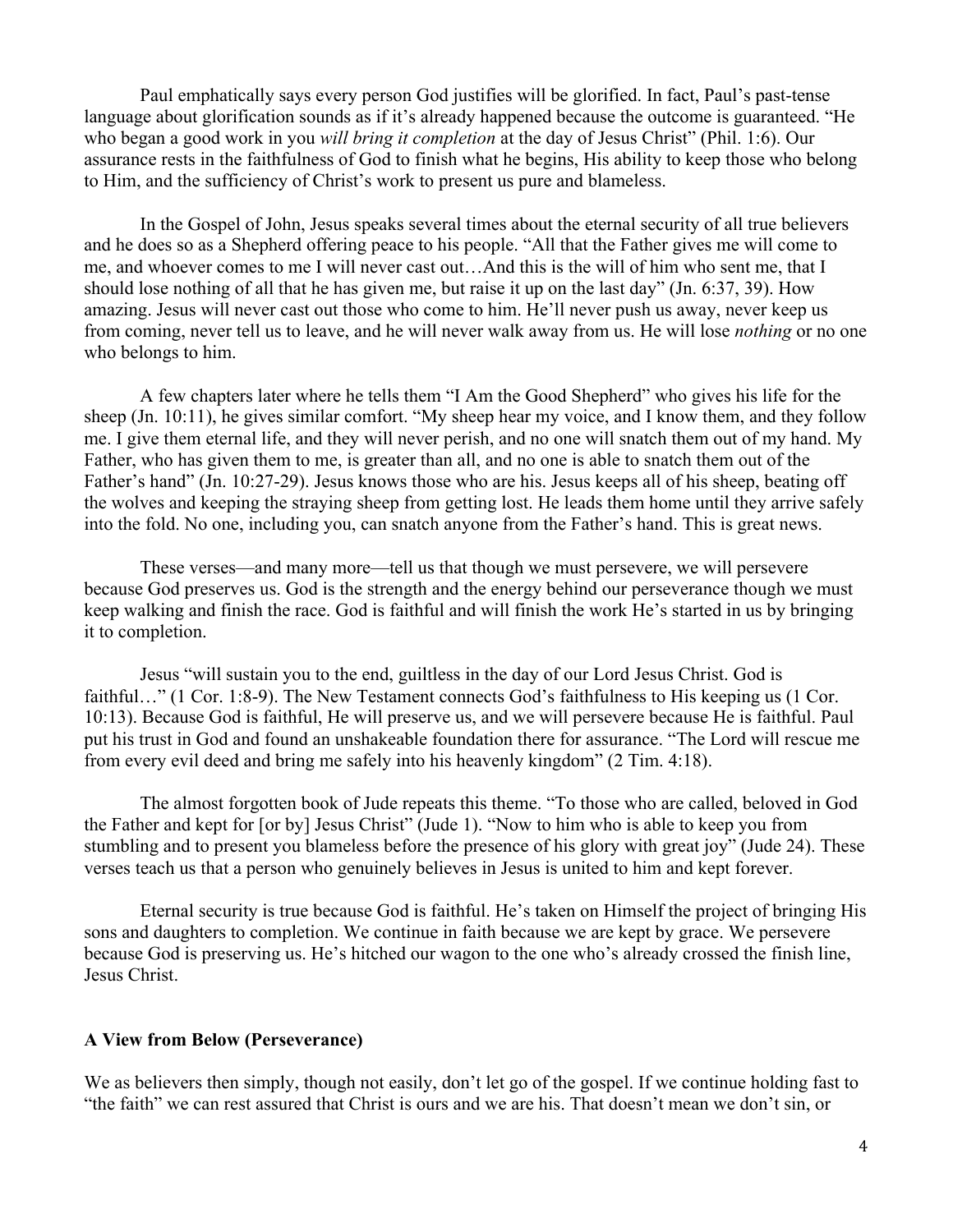Paul emphatically says every person God justifies will be glorified. In fact, Paul's past-tense language about glorification sounds as if it's already happened because the outcome is guaranteed. "He who began a good work in you *will bring it completion* at the day of Jesus Christ" (Phil. 1:6). Our assurance rests in the faithfulness of God to finish what he begins, His ability to keep those who belong to Him, and the sufficiency of Christ's work to present us pure and blameless.

In the Gospel of John, Jesus speaks several times about the eternal security of all true believers and he does so as a Shepherd offering peace to his people. "All that the Father gives me will come to me, and whoever comes to me I will never cast out…And this is the will of him who sent me, that I should lose nothing of all that he has given me, but raise it up on the last day" (Jn. 6:37, 39). How amazing. Jesus will never cast out those who come to him. He'll never push us away, never keep us from coming, never tell us to leave, and he will never walk away from us. He will lose *nothing* or no one who belongs to him.

A few chapters later where he tells them "I Am the Good Shepherd" who gives his life for the sheep (Jn. 10:11), he gives similar comfort. "My sheep hear my voice, and I know them, and they follow me. I give them eternal life, and they will never perish, and no one will snatch them out of my hand. My Father, who has given them to me, is greater than all, and no one is able to snatch them out of the Father's hand" (Jn. 10:27-29). Jesus knows those who are his. Jesus keeps all of his sheep, beating off the wolves and keeping the straying sheep from getting lost. He leads them home until they arrive safely into the fold. No one, including you, can snatch anyone from the Father's hand. This is great news.

These verses—and many more—tell us that though we must persevere, we will persevere because God preserves us. God is the strength and the energy behind our perseverance though we must keep walking and finish the race. God is faithful and will finish the work He's started in us by bringing it to completion.

Jesus "will sustain you to the end, guiltless in the day of our Lord Jesus Christ. God is faithful…" (1 Cor. 1:8-9). The New Testament connects God's faithfulness to His keeping us (1 Cor. 10:13). Because God is faithful, He will preserve us, and we will persevere because He is faithful. Paul put his trust in God and found an unshakeable foundation there for assurance. "The Lord will rescue me from every evil deed and bring me safely into his heavenly kingdom" (2 Tim. 4:18).

The almost forgotten book of Jude repeats this theme. "To those who are called, beloved in God the Father and kept for [or by] Jesus Christ" (Jude 1). "Now to him who is able to keep you from stumbling and to present you blameless before the presence of his glory with great joy" (Jude 24). These verses teach us that a person who genuinely believes in Jesus is united to him and kept forever.

Eternal security is true because God is faithful. He's taken on Himself the project of bringing His sons and daughters to completion. We continue in faith because we are kept by grace. We persevere because God is preserving us. He's hitched our wagon to the one who's already crossed the finish line, Jesus Christ.

**A View from Below (Perseverance)**

We as believers then simply, though not easily, don't let go of the gospel. If we continue holding fast to "the faith" we can rest assured that Christ is ours and we are his. That doesn't mean we don't sin, or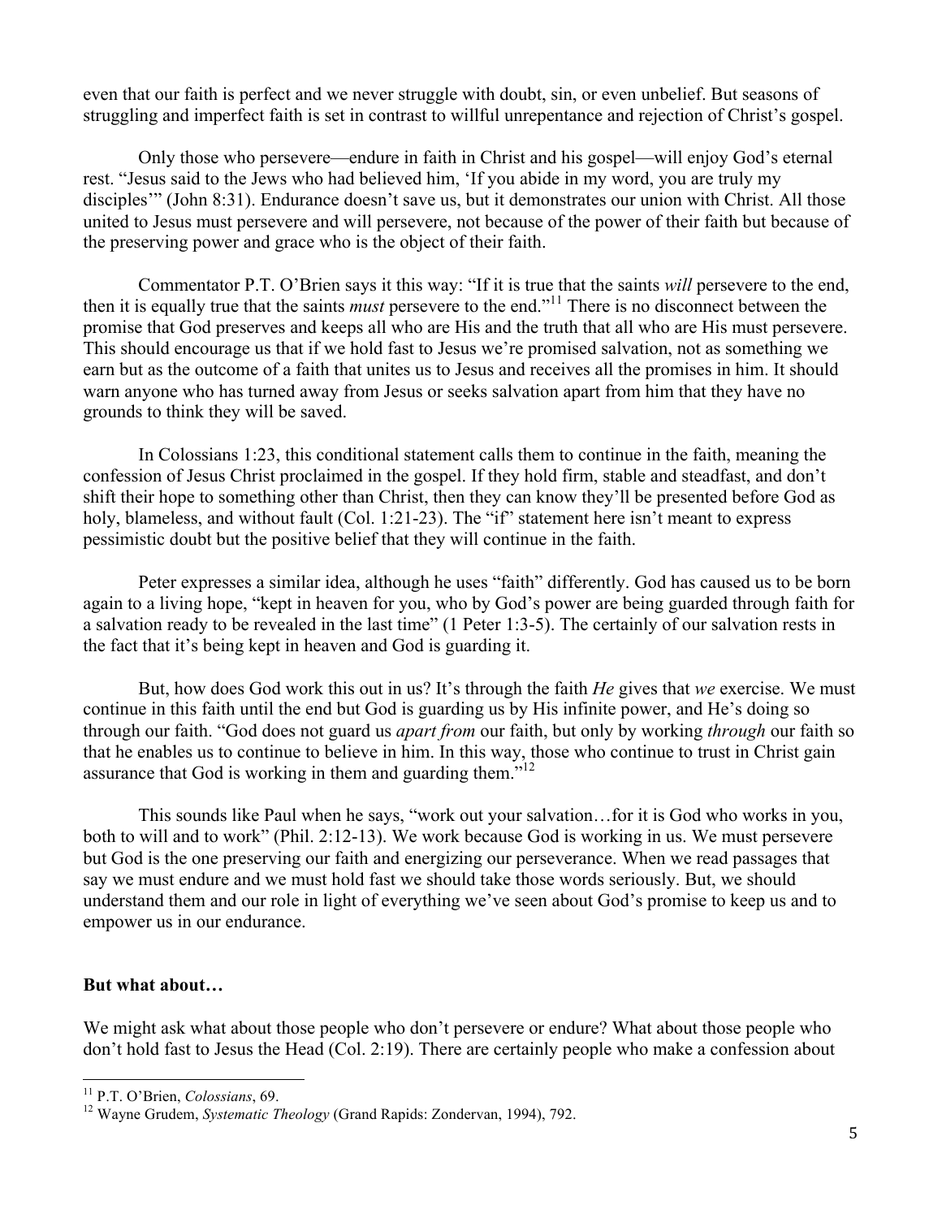even that our faith is perfect and we never struggle with doubt, sin, or even unbelief. But seasons of struggling and imperfect faith is set in contrast to willful unrepentance and rejection of Christ's gospel.

Only those who persevere—endure in faith in Christ and his gospel—will enjoy God's eternal rest. "Jesus said to the Jews who had believed him, 'If you abide in my word, you are truly my disciples'" (John 8:31). Endurance doesn't save us, but it demonstrates our union with Christ. All those united to Jesus must persevere and will persevere, not because of the power of their faith but because of the preserving power and grace who is the object of their faith.

Commentator P.T. O'Brien says it this way: "If it is true that the saints *will* persevere to the end, then it is equally true that the saints *must* persevere to the end."[11] There is no disconnect between the promise that God preserves and keeps all who are His and the truth that all who are His must persevere. This should encourage us that if we hold fast to Jesus we're promised salvation, not as something we earn but as the outcome of a faith that unites us to Jesus and receives all the promises in him. It should warn anyone who has turned away from Jesus or seeks salvation apart from him that they have no grounds to think they will be saved.

In Colossians 1:23, this conditional statement calls them to continue in the faith, meaning the confession of Jesus Christ proclaimed in the gospel. If they hold firm, stable and steadfast, and don't shift their hope to something other than Christ, then they can know they'll be presented before God as holy, blameless, and without fault (Col. 1:21-23). The "if" statement here isn't meant to express pessimistic doubt but the positive belief that they will continue in the faith.

Peter expresses a similar idea, although he uses "faith" differently. God has caused us to be born again to a living hope, "kept in heaven for you, who by God's power are being guarded through faith for a salvation ready to be revealed in the last time" (1 Peter 1:3-5). The certainly of our salvation rests in the fact that it's being kept in heaven and God is guarding it.

But, how does God work this out in us? It's through the faith *He* gives that *we* exercise. We must continue in this faith until the end but God is guarding us by His infinite power, and He's doing so through our faith. "God does not guard us *apart from* our faith, but only by working *through* our faith so that he enables us to continue to believe in him. In this way, those who continue to trust in Christ gain assurance that God is working in them and guarding them."[12]

This sounds like Paul when he says, "work out your salvation…for it is God who works in you, both to will and to work" (Phil. 2:12-13). We work because God is working in us. We must persevere but God is the one preserving our faith and energizing our perseverance. When we read passages that say we must endure and we must hold fast we should take those words seriously. But, we should understand them and our role in light of everything we've seen about God's promise to keep us and to empower us in our endurance.

**But what about…**

We might ask what about those people who don't persevere or endure? What about those people who don't hold fast to Jesus the Head (Col. 2:19). There are certainly people who make a confession about

[11] P.T. O'Brien, *Colossians*, 69.

[12] Wayne Grudem, *Systematic Theology* (Grand Rapids: Zondervan, 1994), 792.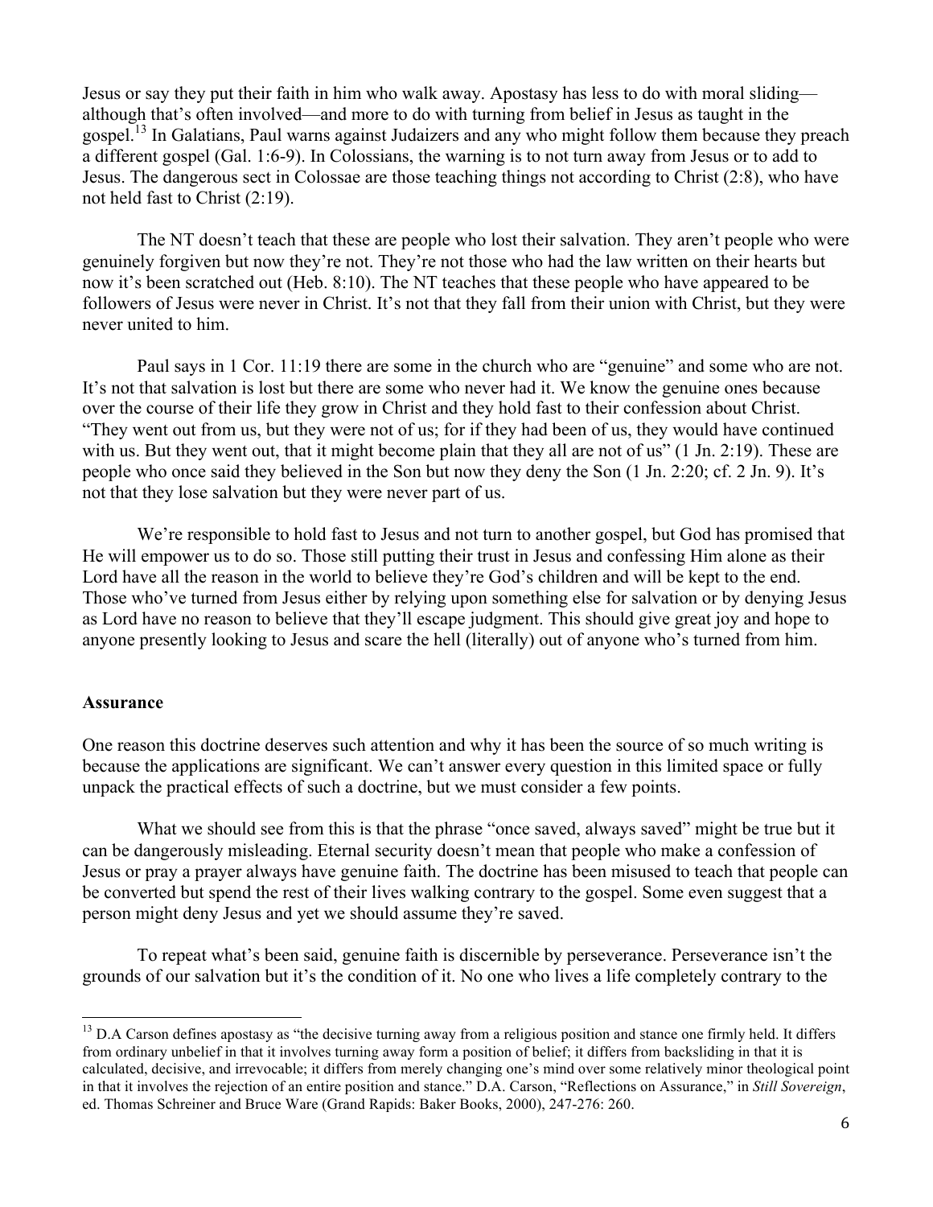Jesus or say they put their faith in him who walk away. Apostasy has less to do with moral sliding—although that's often involved—and more to do with turning from belief in Jesus as taught in the gospel.[13] In Galatians, Paul warns against Judaizers and any who might follow them because they preach a different gospel (Gal. 1:6-9). In Colossians, the warning is to not turn away from Jesus or to add to Jesus. The dangerous sect in Colossae are those teaching things not according to Christ (2:8), who have not held fast to Christ (2:19).

The NT doesn't teach that these are people who lost their salvation. They aren't people who were genuinely forgiven but now they're not. They're not those who had the law written on their hearts but now it's been scratched out (Heb. 8:10). The NT teaches that these people who have appeared to be followers of Jesus were never in Christ. It's not that they fall from their union with Christ, but they were never united to him.

Paul says in 1 Cor. 11:19 there are some in the church who are "genuine" and some who are not. It's not that salvation is lost but there are some who never had it. We know the genuine ones because over the course of their life they grow in Christ and they hold fast to their confession about Christ. "They went out from us, but they were not of us; for if they had been of us, they would have continued with us. But they went out, that it might become plain that they all are not of us" (1 Jn. 2:19). These are people who once said they believed in the Son but now they deny the Son (1 Jn. 2:20; cf. 2 Jn. 9). It's not that they lose salvation but they were never part of us.

We're responsible to hold fast to Jesus and not turn to another gospel, but God has promised that He will empower us to do so. Those still putting their trust in Jesus and confessing Him alone as their Lord have all the reason in the world to believe they're God's children and will be kept to the end. Those who've turned from Jesus either by relying upon something else for salvation or by denying Jesus as Lord have no reason to believe that they'll escape judgment. This should give great joy and hope to anyone presently looking to Jesus and scare the hell (literally) out of anyone who's turned from him.

## Assurance

One reason this doctrine deserves such attention and why it has been the source of so much writing is because the applications are significant. We can't answer every question in this limited space or fully unpack the practical effects of such a doctrine, but we must consider a few points.

What we should see from this is that the phrase "once saved, always saved" might be true but it can be dangerously misleading. Eternal security doesn't mean that people who make a confession of Jesus or pray a prayer always have genuine faith. The doctrine has been misused to teach that people can be converted but spend the rest of their lives walking contrary to the gospel. Some even suggest that a person might deny Jesus and yet we should assume they're saved.

To repeat what's been said, genuine faith is discernible by perseverance. Perseverance isn't the grounds of our salvation but it's the condition of it. No one who lives a life completely contrary to the

---

[13] D.A Carson defines apostasy as "the decisive turning away from a religious position and stance one firmly held. It differs from ordinary unbelief in that it involves turning away form a position of belief; it differs from backsliding in that it is calculated, decisive, and irrevocable; it differs from merely changing one's mind over some relatively minor theological point in that it involves the rejection of an entire position and stance." D.A. Carson, "Reflections on Assurance," in *Still Sovereign*, ed. Thomas Schreiner and Bruce Ware (Grand Rapids: Baker Books, 2000), 247-276: 260.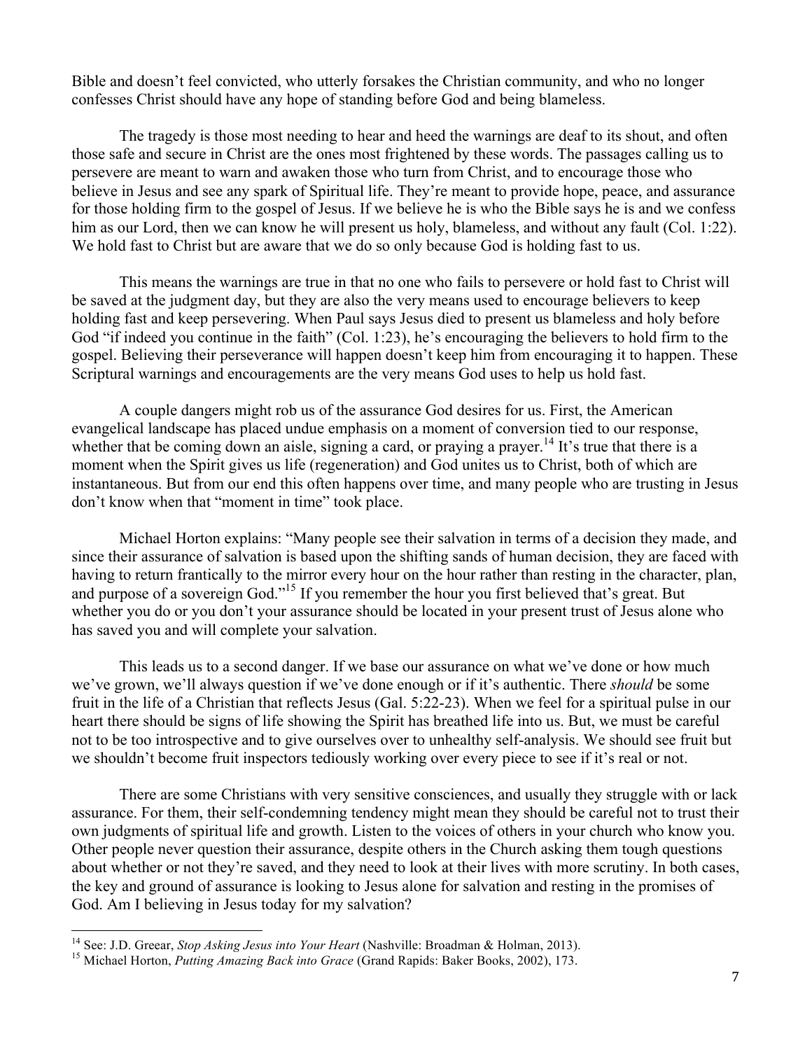Bible and doesn't feel convicted, who utterly forsakes the Christian community, and who no longer confesses Christ should have any hope of standing before God and being blameless.

The tragedy is those most needing to hear and heed the warnings are deaf to its shout, and often those safe and secure in Christ are the ones most frightened by these words. The passages calling us to persevere are meant to warn and awaken those who turn from Christ, and to encourage those who believe in Jesus and see any spark of Spiritual life. They're meant to provide hope, peace, and assurance for those holding firm to the gospel of Jesus. If we believe he is who the Bible says he is and we confess him as our Lord, then we can know he will present us holy, blameless, and without any fault (Col. 1:22). We hold fast to Christ but are aware that we do so only because God is holding fast to us.

This means the warnings are true in that no one who fails to persevere or hold fast to Christ will be saved at the judgment day, but they are also the very means used to encourage believers to keep holding fast and keep persevering. When Paul says Jesus died to present us blameless and holy before God "if indeed you continue in the faith" (Col. 1:23), he's encouraging the believers to hold firm to the gospel. Believing their perseverance will happen doesn't keep him from encouraging it to happen. These Scriptural warnings and encouragements are the very means God uses to help us hold fast.

A couple dangers might rob us of the assurance God desires for us. First, the American evangelical landscape has placed undue emphasis on a moment of conversion tied to our response, whether that be coming down an aisle, signing a card, or praying a prayer.[14] It's true that there is a moment when the Spirit gives us life (regeneration) and God unites us to Christ, both of which are instantaneous. But from our end this often happens over time, and many people who are trusting in Jesus don't know when that "moment in time" took place.

Michael Horton explains: "Many people see their salvation in terms of a decision they made, and since their assurance of salvation is based upon the shifting sands of human decision, they are faced with having to return frantically to the mirror every hour on the hour rather than resting in the character, plan, and purpose of a sovereign God."[15] If you remember the hour you first believed that's great. But whether you do or you don't your assurance should be located in your present trust of Jesus alone who has saved you and will complete your salvation.

This leads us to a second danger. If we base our assurance on what we've done or how much we've grown, we'll always question if we've done enough or if it's authentic. There *should* be some fruit in the life of a Christian that reflects Jesus (Gal. 5:22-23). When we feel for a spiritual pulse in our heart there should be signs of life showing the Spirit has breathed life into us. But, we must be careful not to be too introspective and to give ourselves over to unhealthy self-analysis. We should see fruit but we shouldn't become fruit inspectors tediously working over every piece to see if it's real or not.

There are some Christians with very sensitive consciences, and usually they struggle with or lack assurance. For them, their self-condemning tendency might mean they should be careful not to trust their own judgments of spiritual life and growth. Listen to the voices of others in your church who know you. Other people never question their assurance, despite others in the Church asking them tough questions about whether or not they're saved, and they need to look at their lives with more scrutiny. In both cases, the key and ground of assurance is looking to Jesus alone for salvation and resting in the promises of God. Am I believing in Jesus today for my salvation?

---

[14] See: J.D. Greear, *Stop Asking Jesus into Your Heart* (Nashville: Broadman & Holman, 2013).

[15] Michael Horton, *Putting Amazing Back into Grace* (Grand Rapids: Baker Books, 2002), 173.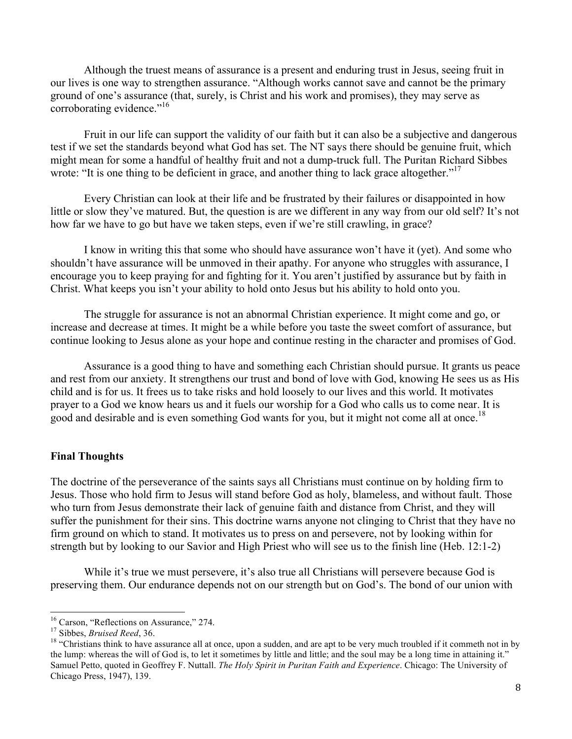Although the truest means of assurance is a present and enduring trust in Jesus, seeing fruit in our lives is one way to strengthen assurance. “Although works cannot save and cannot be the primary ground of one’s assurance (that, surely, is Christ and his work and promises), they may serve as corroborating evidence.”[16]

Fruit in our life can support the validity of our faith but it can also be a subjective and dangerous test if we set the standards beyond what God has set. The NT says there should be genuine fruit, which might mean for some a handful of healthy fruit and not a dump-truck full. The Puritan Richard Sibbes wrote: “It is one thing to be deficient in grace, and another thing to lack grace altogether.”[17]

Every Christian can look at their life and be frustrated by their failures or disappointed in how little or slow they’ve matured. But, the question is are we different in any way from our old self? It’s not how far we have to go but have we taken steps, even if we’re still crawling, in grace?

I know in writing this that some who should have assurance won’t have it (yet). And some who shouldn’t have assurance will be unmoved in their apathy. For anyone who struggles with assurance, I encourage you to keep praying for and fighting for it. You aren’t justified by assurance but by faith in Christ. What keeps you isn’t your ability to hold onto Jesus but his ability to hold onto you.

The struggle for assurance is not an abnormal Christian experience. It might come and go, or increase and decrease at times. It might be a while before you taste the sweet comfort of assurance, but continue looking to Jesus alone as your hope and continue resting in the character and promises of God.

Assurance is a good thing to have and something each Christian should pursue. It grants us peace and rest from our anxiety. It strengthens our trust and bond of love with God, knowing He sees us as His child and is for us. It frees us to take risks and hold loosely to our lives and this world. It motivates prayer to a God we know hears us and it fuels our worship for a God who calls us to come near. It is good and desirable and is even something God wants for you, but it might not come all at once.[18]

**Final Thoughts**

The doctrine of the perseverance of the saints says all Christians must continue on by holding firm to Jesus. Those who hold firm to Jesus will stand before God as holy, blameless, and without fault. Those who turn from Jesus demonstrate their lack of genuine faith and distance from Christ, and they will suffer the punishment for their sins. This doctrine warns anyone not clinging to Christ that they have no firm ground on which to stand. It motivates us to press on and persevere, not by looking within for strength but by looking to our Savior and High Priest who will see us to the finish line (Heb. 12:1-2)

While it’s true we must persevere, it’s also true all Christians will persevere because God is preserving them. Our endurance depends not on our strength but on God’s. The bond of our union with

---

[16] Carson, “Reflections on Assurance,” 274.

[17] Sibbes, *Bruised Reed*, 36.

[18] “Christians think to have assurance all at once, upon a sudden, and are apt to be very much troubled if it commeth not in by the lump: whereas the will of God is, to let it sometimes by little and little; and the soul may be a long time in attaining it.” Samuel Petto, quoted in Geoffrey F. Nuttall. *The Holy Spirit in Puritan Faith and Experience*. Chicago: The University of Chicago Press, 1947), 139.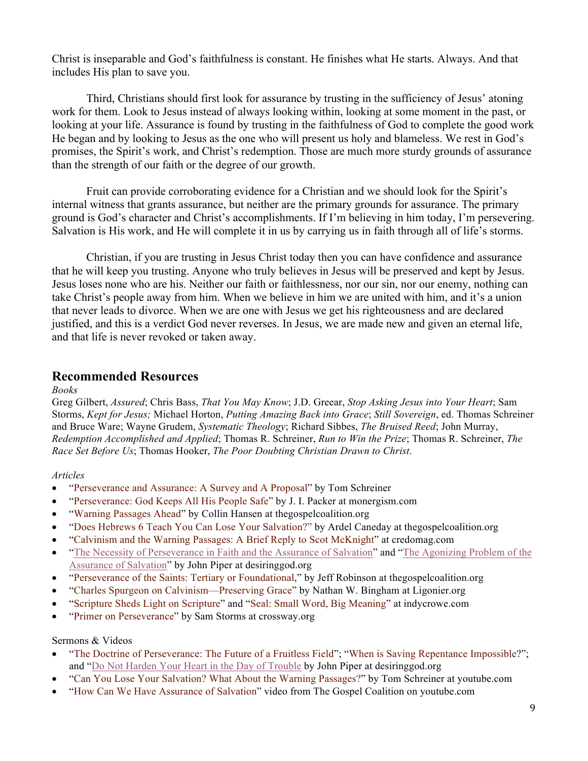Christ is inseparable and God's faithfulness is constant. He finishes what He starts. Always. And that includes His plan to save you.

Third, Christians should first look for assurance by trusting in the sufficiency of Jesus' atoning work for them. Look to Jesus instead of always looking within, looking at some moment in the past, or looking at your life. Assurance is found by trusting in the faithfulness of God to complete the good work He began and by looking to Jesus as the one who will present us holy and blameless. We rest in God's promises, the Spirit's work, and Christ's redemption. Those are much more sturdy grounds of assurance than the strength of our faith or the degree of our growth.

Fruit can provide corroborating evidence for a Christian and we should look for the Spirit's internal witness that grants assurance, but neither are the primary grounds for assurance. The primary ground is God's character and Christ's accomplishments. If I'm believing in him today, I'm persevering. Salvation is His work, and He will complete it in us by carrying us in faith through all of life's storms.

Christian, if you are trusting in Jesus Christ today then you can have confidence and assurance that he will keep you trusting. Anyone who truly believes in Jesus will be preserved and kept by Jesus. Jesus loses none who are his. Neither our faith or faithlessness, nor our sin, nor our enemy, nothing can take Christ's people away from him. When we believe in him we are united with him, and it's a union that never leads to divorce. When we are one with Jesus we get his righteousness and are declared justified, and this is a verdict God never reverses. In Jesus, we are made new and given an eternal life, and that life is never revoked or taken away.

## Recommended Resources

*Books*

Greg Gilbert, *Assured*; Chris Bass, *That You May Know*; J.D. Greear, *Stop Asking Jesus into Your Heart*; Sam Storms, *Kept for Jesus;* Michael Horton, *Putting Amazing Back into Grace*; *Still Sovereign*, ed. Thomas Schreiner and Bruce Ware; Wayne Grudem, *Systematic Theology*; Richard Sibbes, *The Bruised Reed*; John Murray, *Redemption Accomplished and Applied*; Thomas R. Schreiner, *Run to Win the Prize*; Thomas R. Schreiner, *The Race Set Before Us*; Thomas Hooker, *The Poor Doubting Christian Drawn to Christ*.

*Articles*

- "Perseverance and Assurance: A Survey and A Proposal" by Tom Schreiner
- "Perseverance: God Keeps All His People Safe" by J. I. Packer at monergism.com
- "Warning Passages Ahead" by Collin Hansen at thegospelcoalition.org
- "Does Hebrews 6 Teach You Can Lose Your Salvation?" by Ardel Caneday at thegospelcoalition.org
- "Calvinism and the Warning Passages: A Brief Reply to Scot McKnight" at credomag.com
- "The Necessity of Perseverance in Faith and the Assurance of Salvation" and "The Agonizing Problem of the Assurance of Salvation" by John Piper at desiringgod.org
- "Perseverance of the Saints: Tertiary or Foundational," by Jeff Robinson at thegospelcoalition.org
- "Charles Spurgeon on Calvinism—Preserving Grace" by Nathan W. Bingham at Ligonier.org
- "Scripture Sheds Light on Scripture" and "Seal: Small Word, Big Meaning" at indycrowe.com
- "Primer on Perseverance" by Sam Storms at crossway.org

Sermons & Videos

- "The Doctrine of Perseverance: The Future of a Fruitless Field"; "When is Saving Repentance Impossible?"; and "Do Not Harden Your Heart in the Day of Trouble by John Piper at desiringgod.org
- "Can You Lose Your Salvation? What About the Warning Passages?" by Tom Schreiner at youtube.com
- "How Can We Have Assurance of Salvation" video from The Gospel Coalition on youtube.com